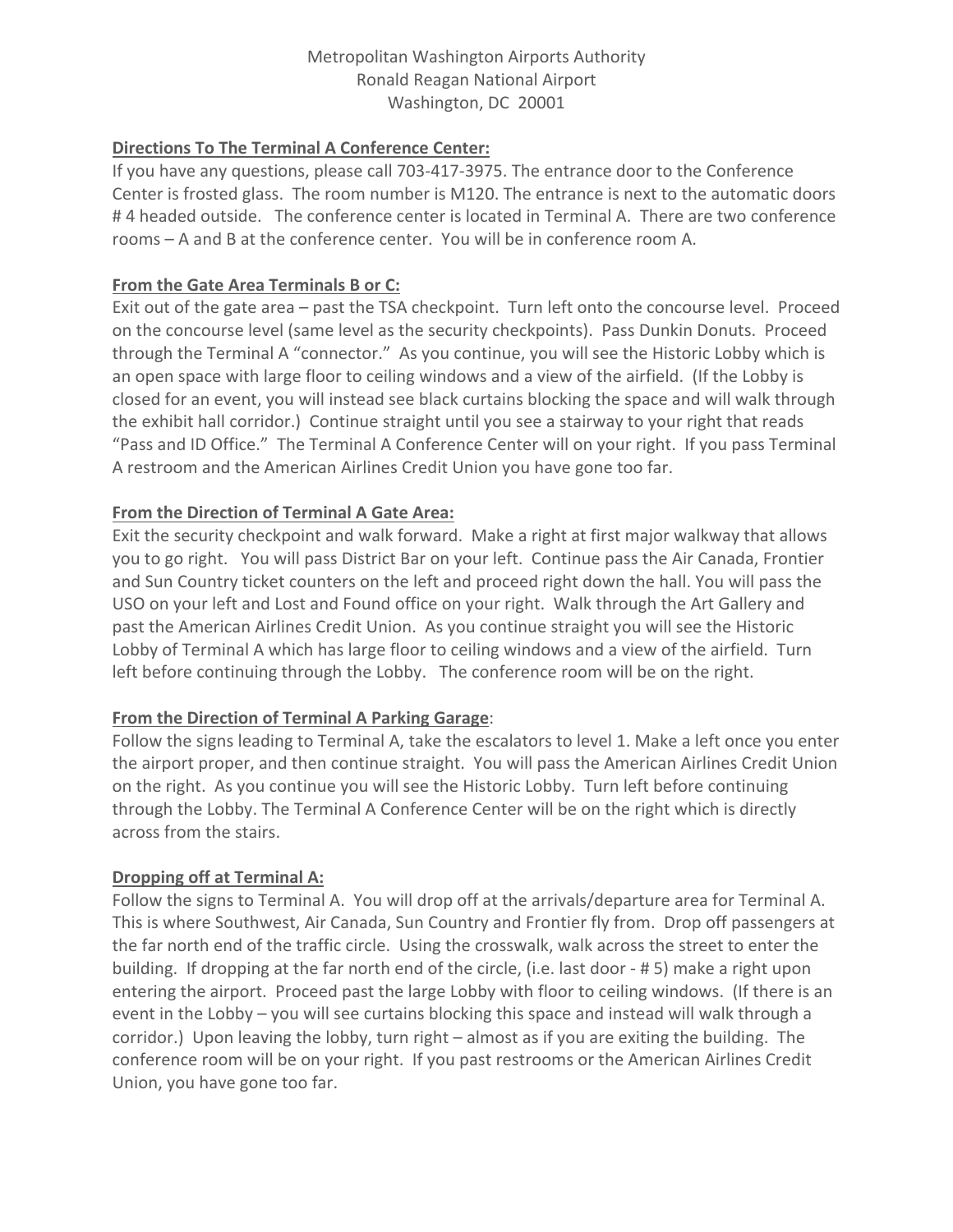Metropolitan Washington Airports Authority
Ronald Reagan National Airport
Washington, DC 20001

**Directions To The Terminal A Conference Center:**

If you have any questions, please call 703-417-3975. The entrance door to the Conference Center is frosted glass. The room number is M120. The entrance is next to the automatic doors # 4 headed outside. The conference center is located in Terminal A. There are two conference rooms – A and B at the conference center. You will be in conference room A.

**From the Gate Area Terminals B or C:**

Exit out of the gate area – past the TSA checkpoint. Turn left onto the concourse level. Proceed on the concourse level (same level as the security checkpoints). Pass Dunkin Donuts. Proceed through the Terminal A "connector." As you continue, you will see the Historic Lobby which is an open space with large floor to ceiling windows and a view of the airfield. (If the Lobby is closed for an event, you will instead see black curtains blocking the space and will walk through the exhibit hall corridor.) Continue straight until you see a stairway to your right that reads "Pass and ID Office." The Terminal A Conference Center will on your right. If you pass Terminal A restroom and the American Airlines Credit Union you have gone too far.

**From the Direction of Terminal A Gate Area:**

Exit the security checkpoint and walk forward. Make a right at first major walkway that allows you to go right. You will pass District Bar on your left. Continue pass the Air Canada, Frontier and Sun Country ticket counters on the left and proceed right down the hall. You will pass the USO on your left and Lost and Found office on your right. Walk through the Art Gallery and past the American Airlines Credit Union. As you continue straight you will see the Historic Lobby of Terminal A which has large floor to ceiling windows and a view of the airfield. Turn left before continuing through the Lobby. The conference room will be on the right.

**From the Direction of Terminal A Parking Garage**:

Follow the signs leading to Terminal A, take the escalators to level 1. Make a left once you enter the airport proper, and then continue straight. You will pass the American Airlines Credit Union on the right. As you continue you will see the Historic Lobby. Turn left before continuing through the Lobby. The Terminal A Conference Center will be on the right which is directly across from the stairs.

**Dropping off at Terminal A:**

Follow the signs to Terminal A. You will drop off at the arrivals/departure area for Terminal A. This is where Southwest, Air Canada, Sun Country and Frontier fly from. Drop off passengers at the far north end of the traffic circle. Using the crosswalk, walk across the street to enter the building. If dropping at the far north end of the circle, (i.e. last door - # 5) make a right upon entering the airport. Proceed past the large Lobby with floor to ceiling windows. (If there is an event in the Lobby – you will see curtains blocking this space and instead will walk through a corridor.) Upon leaving the lobby, turn right – almost as if you are exiting the building. The conference room will be on your right. If you past restrooms or the American Airlines Credit Union, you have gone too far.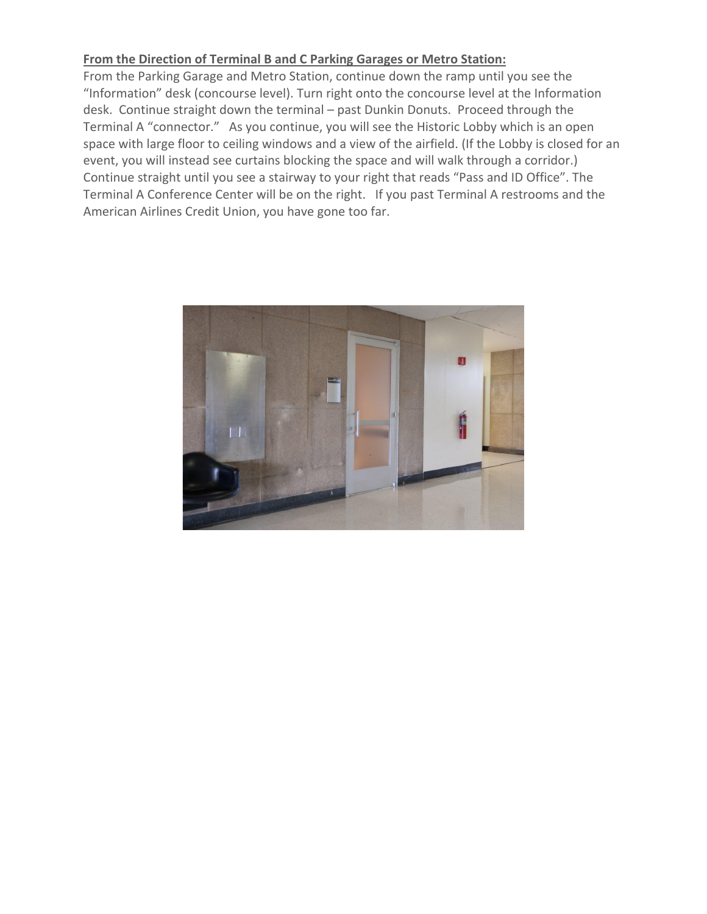**From the Direction of Terminal B and C Parking Garages or Metro Station:**

From the Parking Garage and Metro Station, continue down the ramp until you see the "Information" desk (concourse level). Turn right onto the concourse level at the Information desk. Continue straight down the terminal – past Dunkin Donuts. Proceed through the Terminal A "connector." As you continue, you will see the Historic Lobby which is an open space with large floor to ceiling windows and a view of the airfield. (If the Lobby is closed for an event, you will instead see curtains blocking the space and will walk through a corridor.) Continue straight until you see a stairway to your right that reads "Pass and ID Office". The Terminal A Conference Center will be on the right. If you past Terminal A restrooms and the American Airlines Credit Union, you have gone too far.